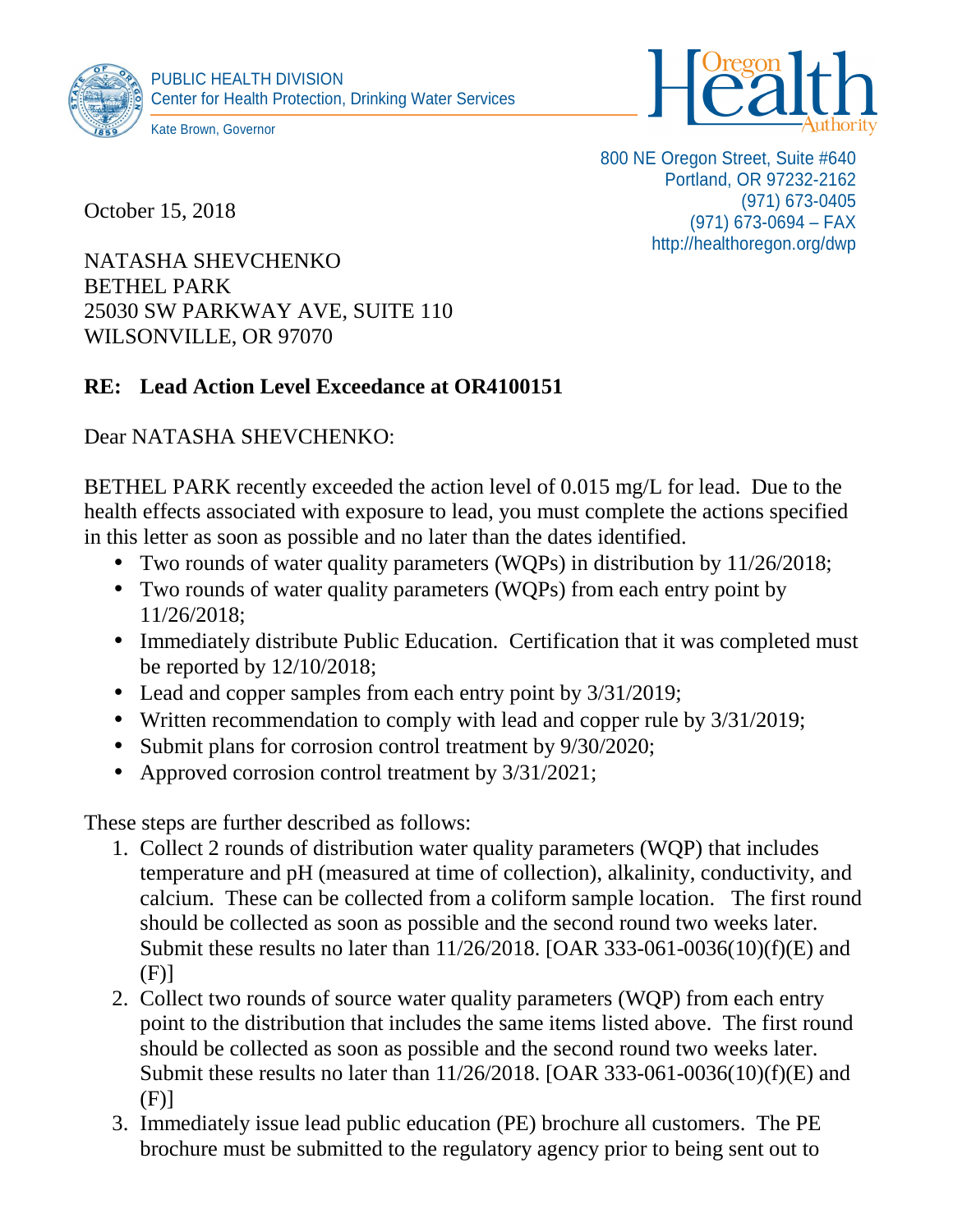PUBLIC HEALTH DIVISION
Center for Health Protection, Drinking Water Services

Kate Brown, Governor

Oregon Health Authority

800 NE Oregon Street, Suite #640
Portland, OR 97232-2162
(971) 673-0405
(971) 673-0694 – FAX
http://healthoregon.org/dwp

October 15, 2018

NATASHA SHEVCHENKO
BETHEL PARK
25030 SW PARKWAY AVE, SUITE 110
WILSONVILLE, OR 97070

**RE: Lead Action Level Exceedance at OR4100151**

Dear NATASHA SHEVCHENKO:

BETHEL PARK recently exceeded the action level of 0.015 mg/L for lead. Due to the health effects associated with exposure to lead, you must complete the actions specified in this letter as soon as possible and no later than the dates identified.

- Two rounds of water quality parameters (WQPs) in distribution by 11/26/2018;
- Two rounds of water quality parameters (WQPs) from each entry point by 11/26/2018;
- Immediately distribute Public Education. Certification that it was completed must be reported by 12/10/2018;
- Lead and copper samples from each entry point by 3/31/2019;
- Written recommendation to comply with lead and copper rule by 3/31/2019;
- Submit plans for corrosion control treatment by 9/30/2020;
- Approved corrosion control treatment by 3/31/2021;

These steps are further described as follows:

1. Collect 2 rounds of distribution water quality parameters (WQP) that includes temperature and pH (measured at time of collection), alkalinity, conductivity, and calcium. These can be collected from a coliform sample location. The first round should be collected as soon as possible and the second round two weeks later. Submit these results no later than 11/26/2018. [OAR 333-061-0036(10)(f)(E) and (F)]
2. Collect two rounds of source water quality parameters (WQP) from each entry point to the distribution that includes the same items listed above. The first round should be collected as soon as possible and the second round two weeks later. Submit these results no later than 11/26/2018. [OAR 333-061-0036(10)(f)(E) and (F)]
3. Immediately issue lead public education (PE) brochure all customers. The PE brochure must be submitted to the regulatory agency prior to being sent out to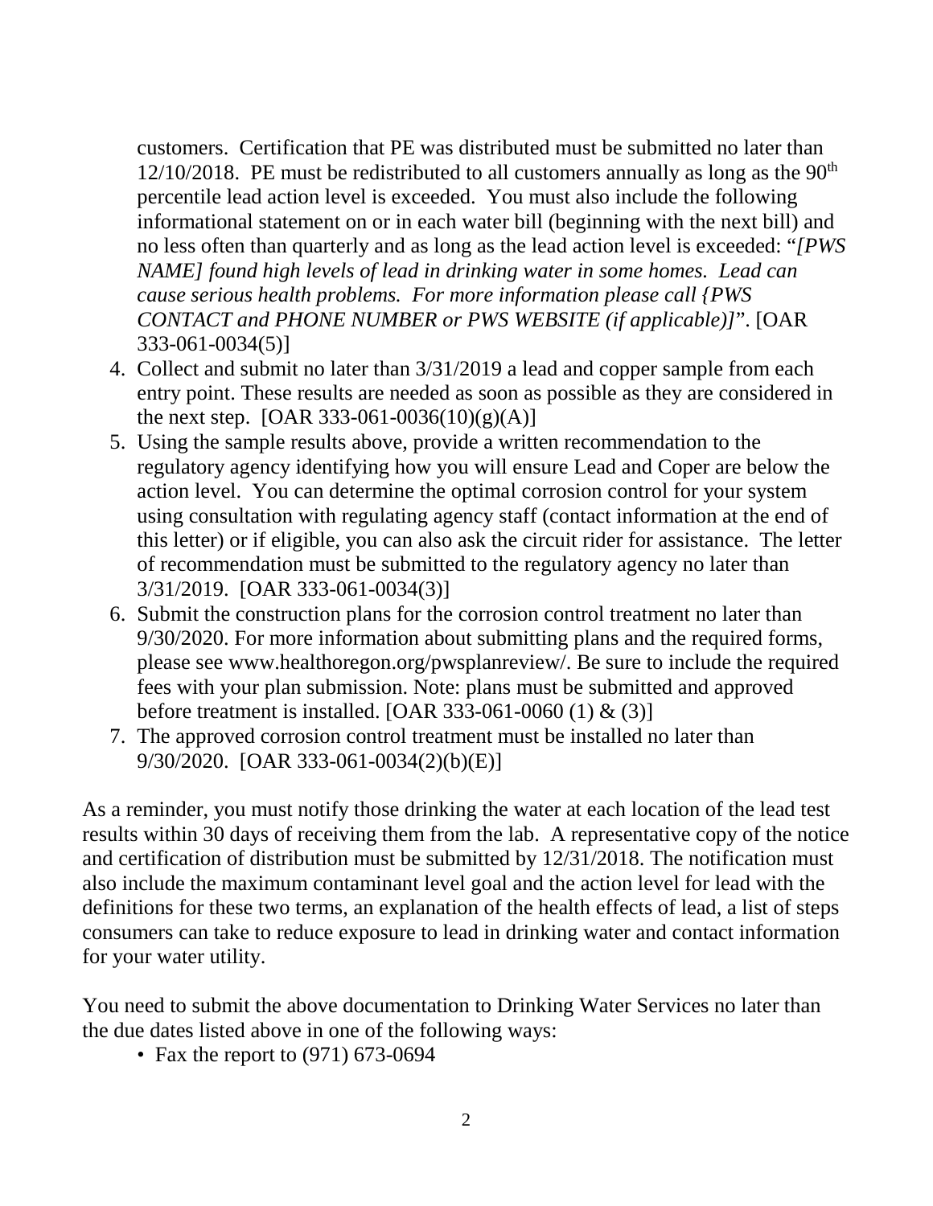customers. Certification that PE was distributed must be submitted no later than 12/10/2018. PE must be redistributed to all customers annually as long as the $90^{th}$ percentile lead action level is exceeded. You must also include the following informational statement on or in each water bill (beginning with the next bill) and no less often than quarterly and as long as the lead action level is exceeded: "*[PWS NAME] found high levels of lead in drinking water in some homes. Lead can cause serious health problems. For more information please call {PWS CONTACT and PHONE NUMBER or PWS WEBSITE (if applicable)]*". [OAR 333-061-0034(5)]

4. Collect and submit no later than 3/31/2019 a lead and copper sample from each entry point. These results are needed as soon as possible as they are considered in the next step. [OAR 333-061-0036(10)(g)(A)]
5. Using the sample results above, provide a written recommendation to the regulatory agency identifying how you will ensure Lead and Coper are below the action level. You can determine the optimal corrosion control for your system using consultation with regulating agency staff (contact information at the end of this letter) or if eligible, you can also ask the circuit rider for assistance. The letter of recommendation must be submitted to the regulatory agency no later than 3/31/2019. [OAR 333-061-0034(3)]
6. Submit the construction plans for the corrosion control treatment no later than 9/30/2020. For more information about submitting plans and the required forms, please see www.healthoregon.org/pwsplanreview/. Be sure to include the required fees with your plan submission. Note: plans must be submitted and approved before treatment is installed. [OAR 333-061-0060 (1) & (3)]
7. The approved corrosion control treatment must be installed no later than 9/30/2020. [OAR 333-061-0034(2)(b)(E)]

As a reminder, you must notify those drinking the water at each location of the lead test results within 30 days of receiving them from the lab. A representative copy of the notice and certification of distribution must be submitted by 12/31/2018. The notification must also include the maximum contaminant level goal and the action level for lead with the definitions for these two terms, an explanation of the health effects of lead, a list of steps consumers can take to reduce exposure to lead in drinking water and contact information for your water utility.

You need to submit the above documentation to Drinking Water Services no later than the due dates listed above in one of the following ways:

- Fax the report to (971) 673-0694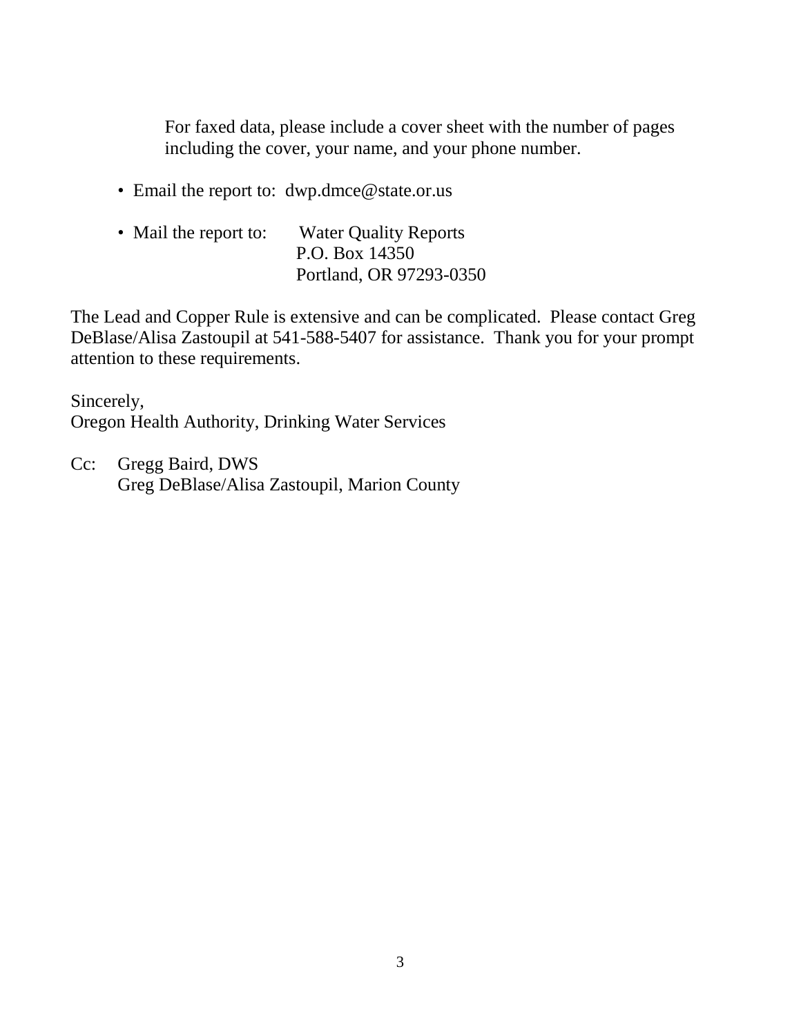For faxed data, please include a cover sheet with the number of pages including the cover, your name, and your phone number.

- Email the report to: dwp.dmce@state.or.us
- Mail the report to: Water Quality Reports
  P.O. Box 14350
  Portland, OR 97293-0350

The Lead and Copper Rule is extensive and can be complicated. Please contact Greg DeBlase/Alisa Zastoupil at 541-588-5407 for assistance. Thank you for your prompt attention to these requirements.

Sincerely,
Oregon Health Authority, Drinking Water Services

Cc: Gregg Baird, DWS
Greg DeBlase/Alisa Zastoupil, Marion County